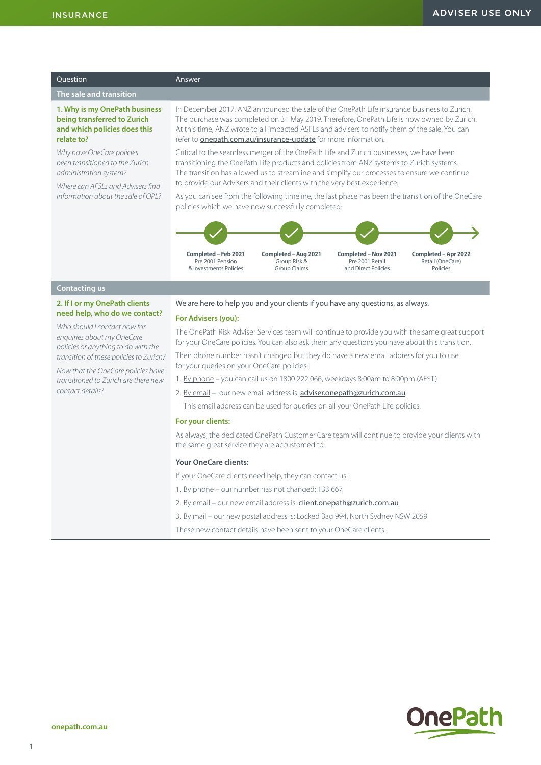| Question | Answer |
|---|---|
| **The sale and transition** | |
| **1. Why is my OnePath business being transferred to Zurich and which policies does this relate to?**<br><br>*Why have OneCare policies been transitioned to the Zurich administration system?*<br><br>*Where can AFSLs and Advisers find information about the sale of OPL?* | In December 2017, ANZ announced the sale of the OnePath Life insurance business to Zurich. The purchase was completed on 31 May 2019. Therefore, OnePath Life is now owned by Zurich. At this time, ANZ wrote to all impacted ASFLs and advisers to notify them of the sale. You can refer to onepath.com.au/insurance-update for more information.<br><br>Critical to the seamless merger of the OnePath Life and Zurich businesses, we have been transitioning the OnePath Life products and policies from ANZ systems to Zurich systems. The transition has allowed us to streamline and simplify our processes to ensure we continue to provide our Advisers and their clients with the very best experience.<br><br>As you can see from the following timeline, the last phase has been the transition of the OneCare policies which we have now successfully completed:<br><br>**Completed – Feb 2021** Pre 2001 Pension & Investments Policies<br>**Completed – Aug 2021** Group Risk & Group Claims<br>**Completed – Nov 2021** Pre 2001 Retail and Direct Policies<br>**Completed – Apr 2022** Retail (OneCare) Policies |
| **Contacting us** | |
| **2. If I or my OnePath clients need help, who do we contact?**<br><br>*Who should I contact now for enquiries about my OneCare policies or anything to do with the transition of these policies to Zurich?*<br><br>*Now that the OneCare policies have transitioned to Zurich are there new contact details?* | We are here to help you and your clients if you have any questions, as always.<br><br>**For Advisers (you):**<br><br>The OnePath Risk Adviser Services team will continue to provide you with the same great support for your OneCare policies. You can also ask them any questions you have about this transition.<br><br>Their phone number hasn't changed but they do have a new email address for you to use for your queries on your OneCare policies:<br><br>1. By phone – you can call us on 1800 222 066, weekdays 8:00am to 8:00pm (AEST)<br>2. By email – our new email address is: adviser.onepath@zurich.com.au<br><br>This email address can be used for queries on all your OnePath Life policies.<br><br>**For your clients:**<br><br>As always, the dedicated OnePath Customer Care team will continue to provide your clients with the same great service they are accustomed to.<br><br>**Your OneCare clients:**<br><br>If your OneCare clients need help, they can contact us:<br><br>1. By phone – our number has not changed: 133 667<br>2. By email – our new email address is: client.onepath@zurich.com.au<br>3. By mail – our new postal address is: Locked Bag 994, North Sydney NSW 2059<br><br>These new contact details have been sent to your OneCare clients. |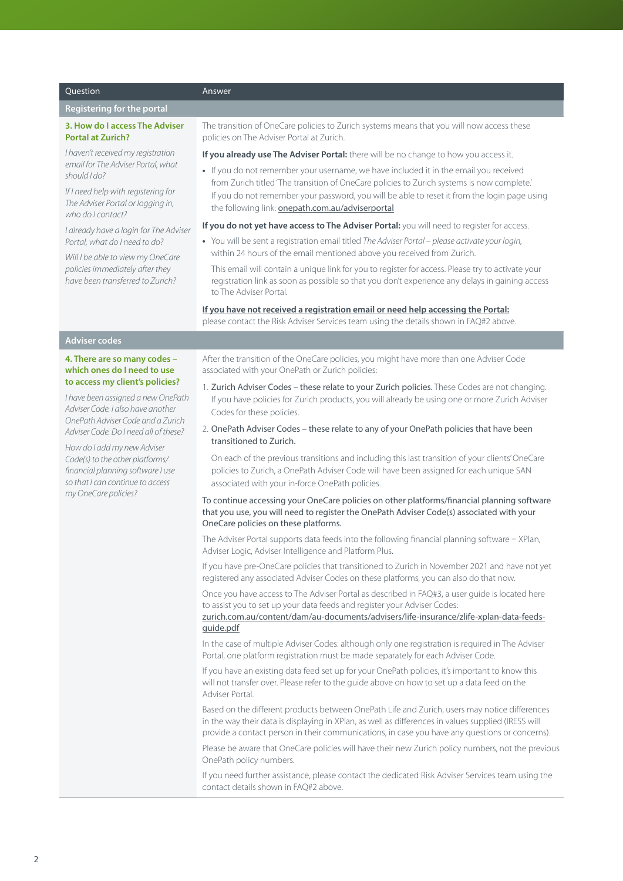| Question | Answer |
|---|---|
| **Registering for the portal** | |
| **3. How do I access The Adviser Portal at Zurich?**<br><br>*I haven't received my registration email for The Adviser Portal, what should I do?*<br><br>*If I need help with registering for The Adviser Portal or logging in, who do I contact?*<br><br>*I already have a login for The Adviser Portal, what do I need to do?*<br><br>*Will I be able to view my OneCare policies immediately after they have been transferred to Zurich?* | The transition of OneCare policies to Zurich systems means that you will now access these policies on The Adviser Portal at Zurich.<br><br>**If you already use The Adviser Portal:** there will be no change to how you access it.<br><br>• If you do not remember your username, we have included it in the email you received from Zurich titled 'The transition of OneCare policies to Zurich systems is now complete.' If you do not remember your password, you will be able to reset it from the login page using the following link: onepath.com.au/adviserportal<br><br>**If you do not yet have access to The Adviser Portal:** you will need to register for access.<br><br>• You will be sent a registration email titled *The Adviser Portal – please activate your login,* within 24 hours of the email mentioned above you received from Zurich.<br><br>This email will contain a unique link for you to register for access. Please try to activate your registration link as soon as possible so that you don't experience any delays in gaining access to The Adviser Portal.<br><br>**If you have not received a registration email or need help accessing the Portal:** please contact the Risk Adviser Services team using the details shown in FAQ#2 above. |
| **Adviser codes** | |
| **4. There are so many codes – which ones do I need to use to access my client's policies?**<br><br>*I have been assigned a new OnePath Adviser Code. I also have another OnePath Adviser Code and a Zurich Adviser Code. Do I need all of these?*<br><br>*How do I add my new Adviser Code(s) to the other platforms/ financial planning software I use so that I can continue to access my OneCare policies?* | After the transition of the OneCare policies, you might have more than one Adviser Code associated with your OnePath or Zurich policies:<br><br>1. Zurich Adviser Codes – these relate to your Zurich policies. These Codes are not changing. If you have policies for Zurich products, you will already be using one or more Zurich Adviser Codes for these policies.<br>2. OnePath Adviser Codes – these relate to any of your OnePath policies that have been transitioned to Zurich.<br><br>On each of the previous transitions and including this last transition of your clients' OneCare policies to Zurich, a OnePath Adviser Code will have been assigned for each unique SAN associated with your in-force OnePath policies.<br><br>To continue accessing your OneCare policies on other platforms/financial planning software that you use, you will need to register the OnePath Adviser Code(s) associated with your OneCare policies on these platforms.<br><br>The Adviser Portal supports data feeds into the following financial planning software – XPlan, Adviser Logic, Adviser Intelligence and Platform Plus.<br><br>If you have pre-OneCare policies that transitioned to Zurich in November 2021 and have not yet registered any associated Adviser Codes on these platforms, you can also do that now.<br><br>Once you have access to The Adviser Portal as described in FAQ#3, a user guide is located here to assist you to set up your data feeds and register your Adviser Codes: zurich.com.au/content/dam/au-documents/advisers/life-insurance/zlife-xplan-data-feeds-guide.pdf<br><br>In the case of multiple Adviser Codes: although only one registration is required in The Adviser Portal, one platform registration must be made separately for each Adviser Code.<br><br>If you have an existing data feed set up for your OnePath policies, it's important to know this will not transfer over. Please refer to the guide above on how to set up a data feed on the Adviser Portal.<br><br>Based on the different products between OnePath Life and Zurich, users may notice differences in the way their data is displaying in XPlan, as well as differences in values supplied (IRESS will provide a contact person in their communications, in case you have any questions or concerns).<br><br>Please be aware that OneCare policies will have their new Zurich policy numbers, not the previous OnePath policy numbers.<br><br>If you need further assistance, please contact the dedicated Risk Adviser Services team using the contact details shown in FAQ#2 above. |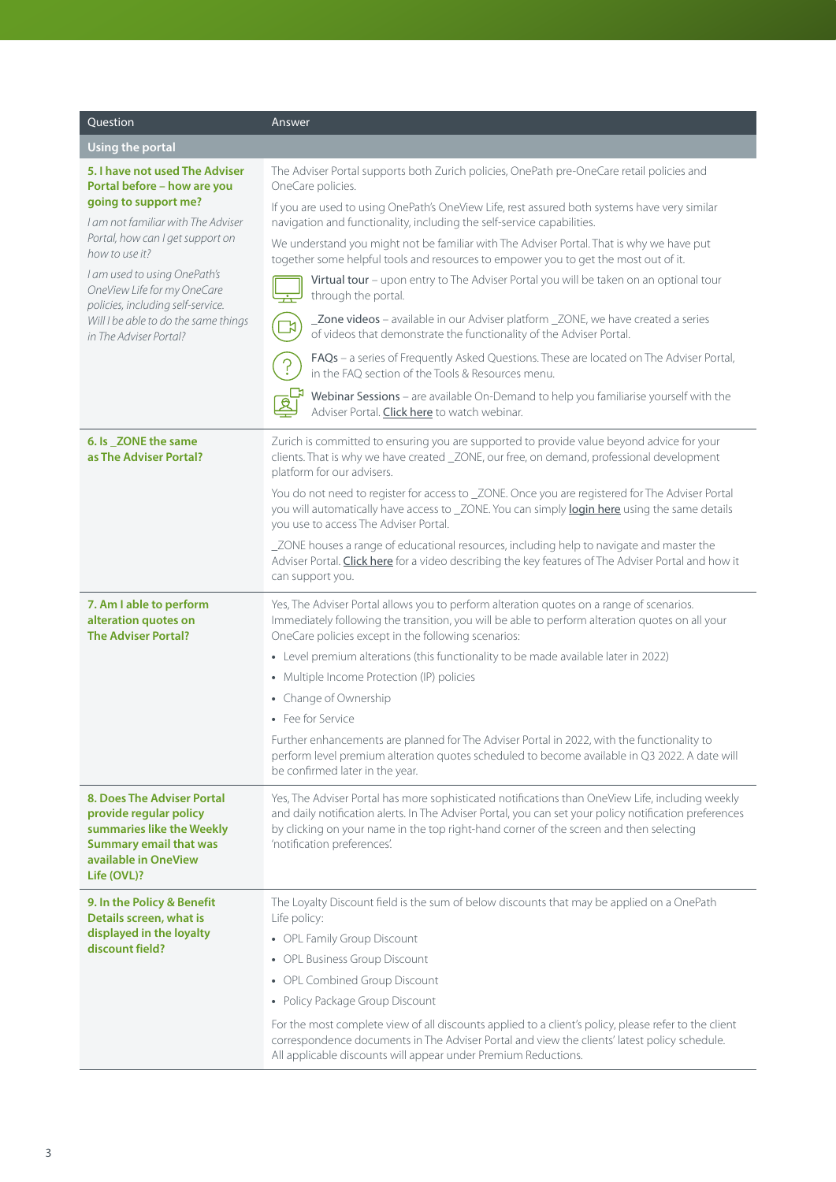| Question | Answer |
|---|---|
| **Using the portal** | |
| **5. I have not used The Adviser Portal before – how are you going to support me?**<br>*I am not familiar with The Adviser Portal, how can I get support on how to use it?*<br>*I am used to using OnePath's OneView Life for my OneCare policies, including self-service. Will I be able to do the same things in The Adviser Portal?* | The Adviser Portal supports both Zurich policies, OnePath pre-OneCare retail policies and OneCare policies.<br>If you are used to using OnePath's OneView Life, rest assured both systems have very similar navigation and functionality, including the self-service capabilities.<br>We understand you might not be familiar with The Adviser Portal. That is why we have put together some helpful tools and resources to empower you to get the most out of it.<br>Virtual tour – upon entry to The Adviser Portal you will be taken on an optional tour through the portal.<br>_Zone videos – available in our Adviser platform _ZONE, we have created a series of videos that demonstrate the functionality of the Adviser Portal.<br>FAQs – a series of Frequently Asked Questions. These are located on The Adviser Portal, in the FAQ section of the Tools & Resources menu.<br>Webinar Sessions – are available On-Demand to help you familiarise yourself with the Adviser Portal. Click here to watch webinar. |
| **6. Is _ZONE the same as The Adviser Portal?** | Zurich is committed to ensuring you are supported to provide value beyond advice for your clients. That is why we have created _ZONE, our free, on demand, professional development platform for our advisers.<br>You do not need to register for access to _ZONE. Once you are registered for The Adviser Portal you will automatically have access to _ZONE. You can simply login here using the same details you use to access The Adviser Portal.<br>_ZONE houses a range of educational resources, including help to navigate and master the Adviser Portal. Click here for a video describing the key features of The Adviser Portal and how it can support you. |
| **7. Am I able to perform alteration quotes on The Adviser Portal?** | Yes, The Adviser Portal allows you to perform alteration quotes on a range of scenarios. Immediately following the transition, you will be able to perform alteration quotes on all your OneCare policies except in the following scenarios:<br>• Level premium alterations (this functionality to be made available later in 2022)<br>• Multiple Income Protection (IP) policies<br>• Change of Ownership<br>• Fee for Service<br>Further enhancements are planned for The Adviser Portal in 2022, with the functionality to perform level premium alteration quotes scheduled to become available in Q3 2022. A date will be confirmed later in the year. |
| **8. Does The Adviser Portal provide regular policy summaries like the Weekly Summary email that was available in OneView Life (OVL)?** | Yes, The Adviser Portal has more sophisticated notifications than OneView Life, including weekly and daily notification alerts. In The Adviser Portal, you can set your policy notification preferences by clicking on your name in the top right-hand corner of the screen and then selecting 'notification preferences'. |
| **9. In the Policy & Benefit Details screen, what is displayed in the loyalty discount field?** | The Loyalty Discount field is the sum of below discounts that may be applied on a OnePath Life policy:<br>• OPL Family Group Discount<br>• OPL Business Group Discount<br>• OPL Combined Group Discount<br>• Policy Package Group Discount<br>For the most complete view of all discounts applied to a client's policy, please refer to the client correspondence documents in The Adviser Portal and view the clients' latest policy schedule. All applicable discounts will appear under Premium Reductions. |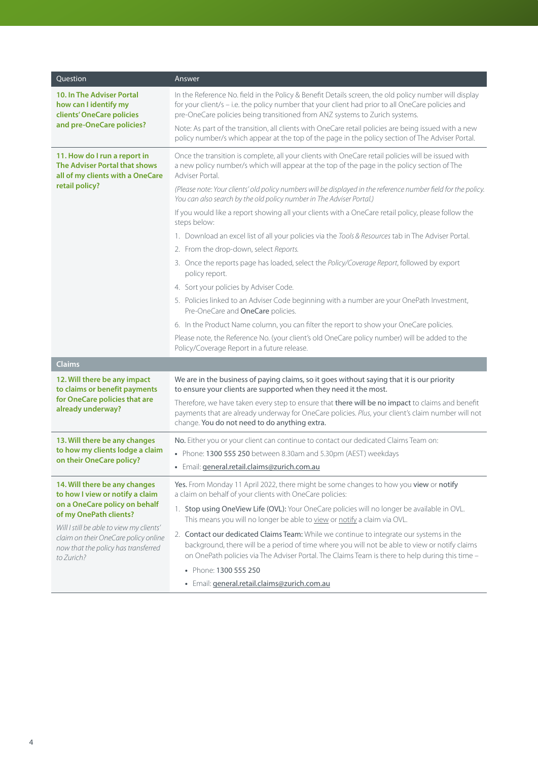| Question | Answer |
|---|---|
| **10. In The Adviser Portal how can I identify my clients' OneCare policies and pre-OneCare policies?** | In the Reference No. field in the Policy & Benefit Details screen, the old policy number will display for your client/s – i.e. the policy number that your client had prior to all OneCare policies and pre-OneCare policies being transitioned from ANZ systems to Zurich systems.<br><br>Note: As part of the transition, all clients with OneCare retail policies are being issued with a new policy number/s which appear at the top of the page in the policy section of The Adviser Portal. |
| **11. How do I run a report in The Adviser Portal that shows all of my clients with a OneCare retail policy?** | Once the transition is complete, all your clients with OneCare retail policies will be issued with a new policy number/s which will appear at the top of the page in the policy section of The Adviser Portal.<br><br>*(Please note: Your clients' old policy numbers will be displayed in the reference number field for the policy. You can also search by the old policy number in The Adviser Portal.)*<br><br>If you would like a report showing all your clients with a OneCare retail policy, please follow the steps below:<br><br>1. Download an excel list of all your policies via the *Tools & Resources* tab in The Adviser Portal.<br>2. From the drop-down, select *Reports.*<br>3. Once the reports page has loaded, select the *Policy/Coverage Report*, followed by export policy report.<br>4. Sort your policies by Adviser Code.<br>5. Policies linked to an Adviser Code beginning with a number are your OnePath Investment, Pre-OneCare and **OneCare** policies.<br>6. In the Product Name column, you can filter the report to show your OneCare policies.<br><br>Please note, the Reference No. (your client's old OneCare policy number) will be added to the Policy/Coverage Report in a future release. |
| **Claims** | |
| **12. Will there be any impact to claims or benefit payments for OneCare policies that are already underway?** | **We are in the business of paying claims, so it goes without saying that it is our priority to ensure your clients are supported when they need it the most.**<br><br>Therefore, we have taken every step to ensure that **there will be no impact** to claims and benefit payments that are already underway for OneCare policies. *Plus*, your client's claim number will not change. **You do not need to do anything extra.** |
| **13. Will there be any changes to how my clients lodge a claim on their OneCare policy?** | **No.** Either you or your client can continue to contact our dedicated Claims Team on:<br>• Phone: **1300 555 250** between 8.30am and 5.30pm (AEST) weekdays<br>• Email: general.retail.claims@zurich.com.au |
| **14. Will there be any changes to how I view or notify a claim on a OneCare policy on behalf of my OnePath clients?**<br><br>*Will I still be able to view my clients' claim on their OneCare policy online now that the policy has transferred to Zurich?* | **Yes.** From Monday 11 April 2022, there might be some changes to how you **view** or **notify** a claim on behalf of your clients with OneCare policies:<br><br>1. **Stop using OneView Life (OVL):** Your OneCare policies will no longer be available in OVL. This means you will no longer be able to view or notify a claim via OVL.<br>2. **Contact our dedicated Claims Team:** While we continue to integrate our systems in the background, there will be a period of time where you will not be able to view or notify claims on OnePath policies via The Adviser Portal. The Claims Team is there to help during this time –<br>• Phone: **1300 555 250**<br>• Email: general.retail.claims@zurich.com.au |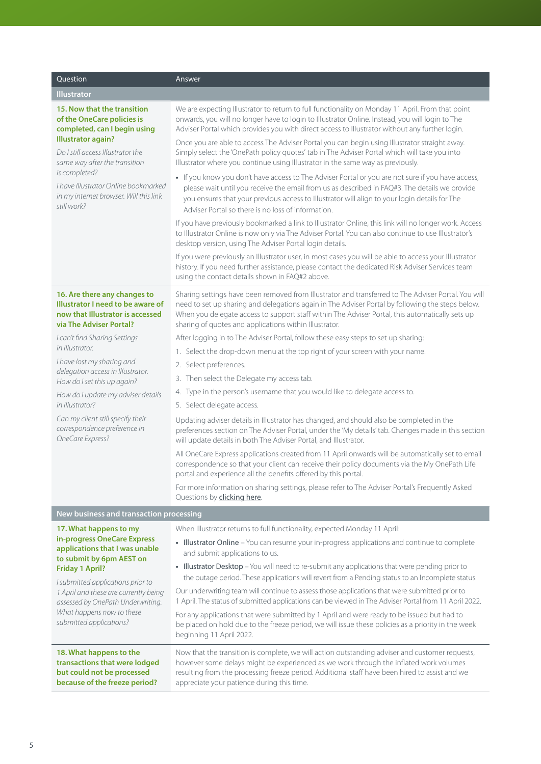| Question | Answer |
|---|---|
| **Illustrator** | |
| **15. Now that the transition of the OneCare policies is completed, can I begin using Illustrator again?**<br><br>*Do I still access Illustrator the same way after the transition is completed?*<br><br>*I have Illustrator Online bookmarked in my internet browser. Will this link still work?* | We are expecting Illustrator to return to full functionality on Monday 11 April. From that point onwards, you will no longer have to login to Illustrator Online. Instead, you will login to The Adviser Portal which provides you with direct access to Illustrator without any further login.<br><br>Once you are able to access The Adviser Portal you can begin using Illustrator straight away. Simply select the 'OnePath policy quotes' tab in The Adviser Portal which will take you into Illustrator where you continue using Illustrator in the same way as previously.<br><br>• If you know you don't have access to The Adviser Portal or you are not sure if you have access, please wait until you receive the email from us as described in FAQ#3. The details we provide you ensures that your previous access to Illustrator will align to your login details for The Adviser Portal so there is no loss of information.<br><br>If you have previously bookmarked a link to Illustrator Online, this link will no longer work. Access to Illustrator Online is now only via The Adviser Portal. You can also continue to use Illustrator's desktop version, using The Adviser Portal login details.<br><br>If you were previously an Illustrator user, in most cases you will be able to access your Illustrator history. If you need further assistance, please contact the dedicated Risk Adviser Services team using the contact details shown in FAQ#2 above. |
| **16. Are there any changes to Illustrator I need to be aware of now that Illustrator is accessed via The Adviser Portal?**<br><br>*I can't find Sharing Settings in Illustrator.*<br><br>*I have lost my sharing and delegation access in Illustrator. How do I set this up again?*<br><br>*How do I update my adviser details in Illustrator?*<br><br>*Can my client still specify their correspondence preference in OneCare Express?* | Sharing settings have been removed from Illustrator and transferred to The Adviser Portal. You will need to set up sharing and delegations again in The Adviser Portal by following the steps below. When you delegate access to support staff within The Adviser Portal, this automatically sets up sharing of quotes and applications within Illustrator.<br><br>After logging in to The Adviser Portal, follow these easy steps to set up sharing:<br>1. Select the drop-down menu at the top right of your screen with your name.<br>2. Select preferences.<br>3. Then select the Delegate my access tab.<br>4. Type in the person's username that you would like to delegate access to.<br>5. Select delegate access.<br><br>Updating adviser details in Illustrator has changed, and should also be completed in the preferences section on The Adviser Portal, under the 'My details' tab. Changes made in this section will update details in both The Adviser Portal, and Illustrator.<br><br>All OneCare Express applications created from 11 April onwards will be automatically set to email correspondence so that your client can receive their policy documents via the My OnePath Life portal and experience all the benefits offered by this portal.<br><br>For more information on sharing settings, please refer to The Adviser Portal's Frequently Asked Questions by clicking here. |
| **New business and transaction processing** | |
| **17. What happens to my in-progress OneCare Express applications that I was unable to submit by 6pm AEST on Friday 1 April?**<br><br>*I submitted applications prior to 1 April and these are currently being assessed by OnePath Underwriting. What happens now to these submitted applications?* | When Illustrator returns to full functionality, expected Monday 11 April:<br>• Illustrator Online – You can resume your in-progress applications and continue to complete and submit applications to us.<br>• Illustrator Desktop – You will need to re-submit any applications that were pending prior to the outage period. These applications will revert from a Pending status to an Incomplete status.<br><br>Our underwriting team will continue to assess those applications that were submitted prior to 1 April. The status of submitted applications can be viewed in The Adviser Portal from 11 April 2022.<br><br>For any applications that were submitted by 1 April and were ready to be issued but had to be placed on hold due to the freeze period, we will issue these policies as a priority in the week beginning 11 April 2022. |
| **18. What happens to the transactions that were lodged but could not be processed because of the freeze period?** | Now that the transition is complete, we will action outstanding adviser and customer requests, however some delays might be experienced as we work through the inflated work volumes resulting from the processing freeze period. Additional staff have been hired to assist and we appreciate your patience during this time. |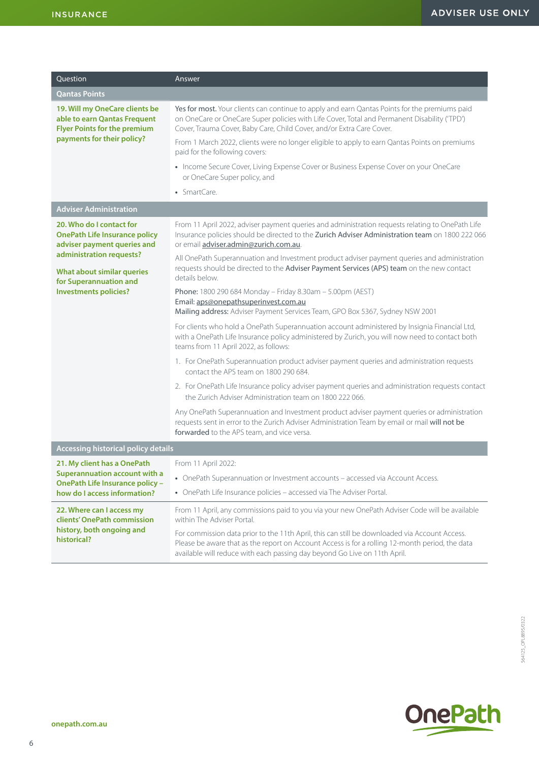| Question | Answer |
|---|---|
| **Qantas Points** | |
| **19. Will my OneCare clients be able to earn Qantas Frequent Flyer Points for the premium payments for their policy?** | **Yes for most.** Your clients can continue to apply and earn Qantas Points for the premiums paid on OneCare or OneCare Super policies with Life Cover, Total and Permanent Disability ('TPD') Cover, Trauma Cover, Baby Care, Child Cover, and/or Extra Care Cover.<br><br>From 1 March 2022, clients were no longer eligible to apply to earn Qantas Points on premiums paid for the following covers:<br><br>• Income Secure Cover, Living Expense Cover or Business Expense Cover on your OneCare or OneCare Super policy, and<br>• SmartCare. |
| **Adviser Administration** | |
| **20. Who do I contact for OnePath Life Insurance policy adviser payment queries and administration requests?**<br><br>**What about similar queries for Superannuation and Investments policies?** | From 11 April 2022, adviser payment queries and administration requests relating to OnePath Life Insurance policies should be directed to the Zurich Adviser Administration team on 1800 222 066 or email adviser.admin@zurich.com.au.<br><br>All OnePath Superannuation and Investment product adviser payment queries and administration requests should be directed to the Adviser Payment Services (APS) team on the new contact details below.<br><br>**Phone:** 1800 290 684 Monday – Friday 8.30am – 5.00pm (AEST)<br>**Email:** aps@onepathsuperinvest.com.au<br>**Mailing address:** Adviser Payment Services Team, GPO Box 5367, Sydney NSW 2001<br><br>For clients who hold a OnePath Superannuation account administered by Insignia Financial Ltd, with a OnePath Life Insurance policy administered by Zurich, you will now need to contact both teams from 11 April 2022, as follows:<br><br>1. For OnePath Superannuation product adviser payment queries and administration requests contact the APS team on 1800 290 684.<br>2. For OnePath Life Insurance policy adviser payment queries and administration requests contact the Zurich Adviser Administration team on 1800 222 066.<br><br>Any OnePath Superannuation and Investment product adviser payment queries or administration requests sent in error to the Zurich Adviser Administration Team by email or mail **will not be forwarded** to the APS team, and vice versa. |
| **Accessing historical policy details** | |
| **21. My client has a OnePath Superannuation account with a OnePath Life Insurance policy – how do I access information?** | From 11 April 2022:<br><br>• OnePath Superannuation or Investment accounts – accessed via Account Access.<br>• OnePath Life Insurance policies – accessed via The Adviser Portal. |
| **22. Where can I access my clients' OnePath commission history, both ongoing and historical?** | From 11 April, any commissions paid to you via your new OnePath Adviser Code will be available within The Adviser Portal.<br><br>For commission data prior to the 11th April, this can still be downloaded via Account Access. Please be aware that as the report on Account Access is for a rolling 12-month period, the data available will reduce with each passing day beyond Go Live on 11th April. |

onepath.com.au

564125_OPL8895/0322